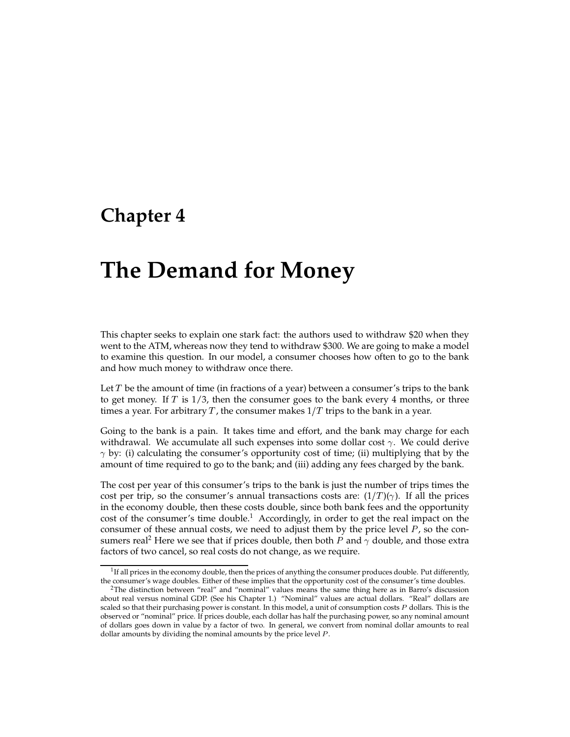# Chapter 4

# The Demand for Money

This chapter seeks to explain one stark fact: the authors used to withdraw \$20 when they went to the ATM, whereas now they tend to withdraw \$300. We are going to make a model to examine this question. In our model, a consumer chooses how often to go to the bank and how much money to withdraw once there.

Let $T$ be the amount of time (in fractions of a year) between a consumer's trips to the bank to get money. If $T$ is $1/3$, then the consumer goes to the bank every 4 months, or three times a year. For arbitrary $T$, the consumer makes $1/T$ trips to the bank in a year.

Going to the bank is a pain. It takes time and effort, and the bank may charge for each withdrawal. We accumulate all such expenses into some dollar cost $\gamma$. We could derive $\gamma$ by: (i) calculating the consumer's opportunity cost of time; (ii) multiplying that by the amount of time required to go to the bank; and (iii) adding any fees charged by the bank.

The cost per year of this consumer's trips to the bank is just the number of trips times the cost per trip, so the consumer's annual transactions costs are: $(1/T)(\gamma)$. If all the prices in the economy double, then these costs double, since both bank fees and the opportunity cost of the consumer's time double.[1] Accordingly, in order to get the real impact on the consumer of these annual costs, we need to adjust them by the price level $P$, so the consumers real[2] Here we see that if prices double, then both $P$ and $\gamma$ double, and those extra factors of two cancel, so real costs do not change, as we require.

[1] If all prices in the economy double, then the prices of anything the consumer produces double. Put differently, the consumer's wage doubles. Either of these implies that the opportunity cost of the consumer's time doubles.

[2] The distinction between "real" and "nominal" values means the same thing here as in Barro's discussion about real versus nominal GDP. (See his Chapter 1.) "Nominal" values are actual dollars. "Real" dollars are scaled so that their purchasing power is constant. In this model, a unit of consumption costs $P$ dollars. This is the observed or "nominal" price. If prices double, each dollar has half the purchasing power, so any nominal amount of dollars goes down in value by a factor of two. In general, we convert from nominal dollar amounts to real dollar amounts by dividing the nominal amounts by the price level $P$.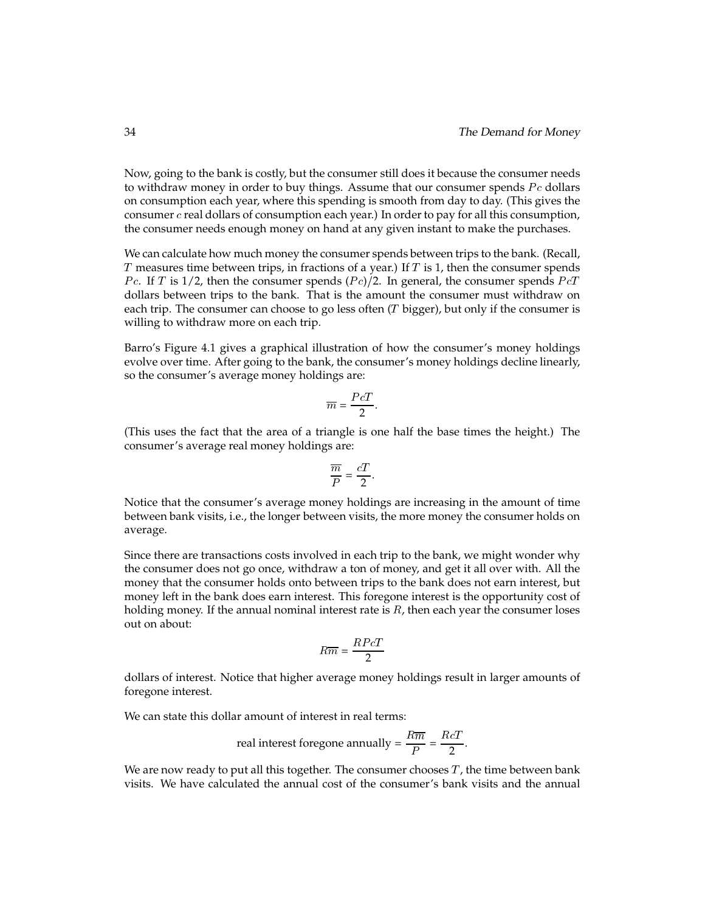Now, going to the bank is costly, but the consumer still does it because the consumer needs to withdraw money in order to buy things. Assume that our consumer spends $Pc$ dollars on consumption each year, where this spending is smooth from day to day. (This gives the consumer $c$ real dollars of consumption each year.) In order to pay for all this consumption, the consumer needs enough money on hand at any given instant to make the purchases.

We can calculate how much money the consumer spends between trips to the bank. (Recall, $T$ measures time between trips, in fractions of a year.) If $T$ is 1, then the consumer spends $Pc$. If $T$ is 1/2, then the consumer spends $(Pc)/2$. In general, the consumer spends $PcT$ dollars between trips to the bank. That is the amount the consumer must withdraw on each trip. The consumer can choose to go less often ($T$ bigger), but only if the consumer is willing to withdraw more on each trip.

Barro's Figure 4.1 gives a graphical illustration of how the consumer's money holdings evolve over time. After going to the bank, the consumer's money holdings decline linearly, so the consumer's average money holdings are:

$$\overline{m} = \frac{PcT}{2}.$$

(This uses the fact that the area of a triangle is one half the base times the height.) The consumer's average real money holdings are:

$$\frac{\overline{m}}{P} = \frac{cT}{2}.$$

Notice that the consumer's average money holdings are increasing in the amount of time between bank visits, i.e., the longer between visits, the more money the consumer holds on average.

Since there are transactions costs involved in each trip to the bank, we might wonder why the consumer does not go once, withdraw a ton of money, and get it all over with. All the money that the consumer holds onto between trips to the bank does not earn interest, but money left in the bank does earn interest. This foregone interest is the opportunity cost of holding money. If the annual nominal interest rate is $R$, then each year the consumer loses out on about:

$$R\overline{m} = \frac{RPcT}{2}$$

dollars of interest. Notice that higher average money holdings result in larger amounts of foregone interest.

We can state this dollar amount of interest in real terms:

$$\text{real interest foregone annually} = \frac{R\overline{m}}{P} = \frac{RcT}{2}.$$

We are now ready to put all this together. The consumer chooses $T$, the time between bank visits. We have calculated the annual cost of the consumer's bank visits and the annual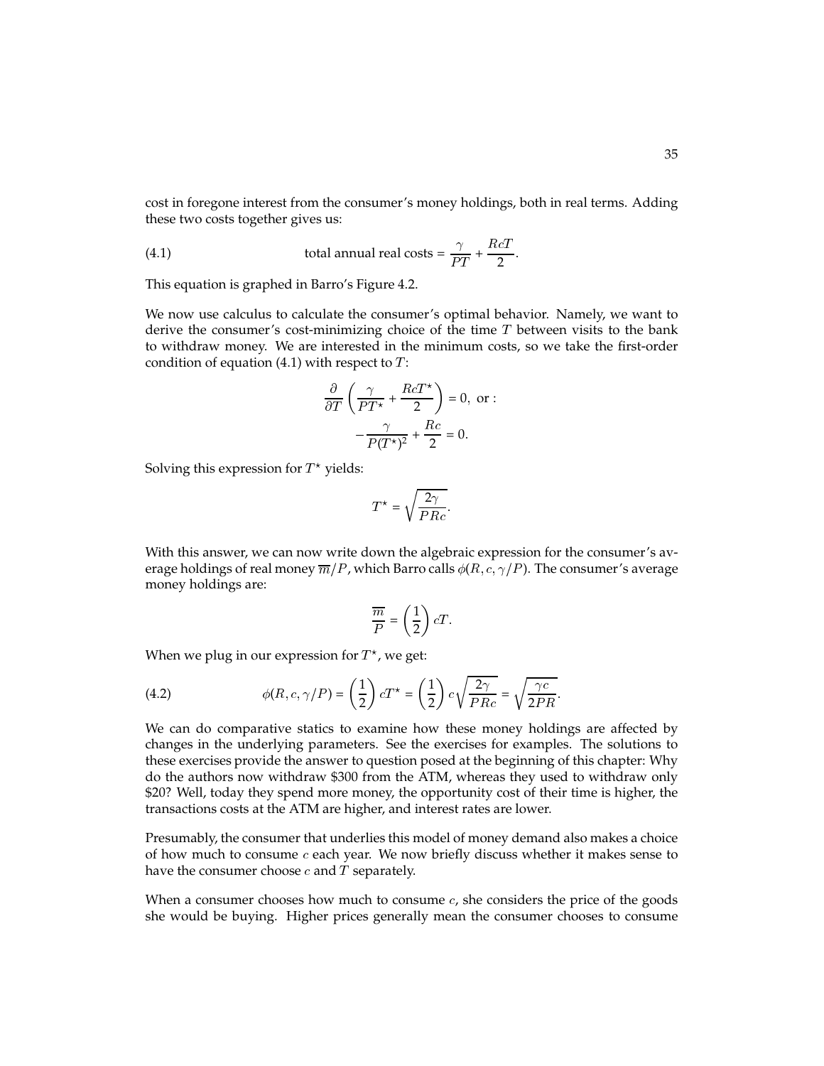cost in foregone interest from the consumer's money holdings, both in real terms. Adding these two costs together gives us:

$$\text{total annual real costs} = \frac{\gamma}{PT} + \frac{RcT}{2}. \tag{4.1}$$

This equation is graphed in Barro's Figure 4.2.

We now use calculus to calculate the consumer's optimal behavior. Namely, we want to derive the consumer's cost-minimizing choice of the time $T$ between visits to the bank to withdraw money. We are interested in the minimum costs, so we take the first-order condition of equation (4.1) with respect to $T$:

$$\frac{\partial}{\partial T}\left(\frac{\gamma}{PT^{\star}} + \frac{RcT^{\star}}{2}\right) = 0, \text{ or :}$$

$$-\frac{\gamma}{P(T^{\star})^2} + \frac{Rc}{2} = 0.$$

Solving this expression for $T^{\star}$ yields:

$$T^{\star} = \sqrt{\frac{2\gamma}{PRc}}.$$

With this answer, we can now write down the algebraic expression for the consumer's average holdings of real money $\overline{m}/P$, which Barro calls $\phi(R, c, \gamma/P)$. The consumer's average money holdings are:

$$\frac{\overline{m}}{P} = \left(\frac{1}{2}\right) cT.$$

When we plug in our expression for $T^{\star}$, we get:

$$\phi(R, c, \gamma/P) = \left(\frac{1}{2}\right) cT^{\star} = \left(\frac{1}{2}\right) c\sqrt{\frac{2\gamma}{PRc}} = \sqrt{\frac{\gamma c}{2PR}}. \tag{4.2}$$

We can do comparative statics to examine how these money holdings are affected by changes in the underlying parameters. See the exercises for examples. The solutions to these exercises provide the answer to question posed at the beginning of this chapter: Why do the authors now withdraw $300 from the ATM, whereas they used to withdraw only $20? Well, today they spend more money, the opportunity cost of their time is higher, the transactions costs at the ATM are higher, and interest rates are lower.

Presumably, the consumer that underlies this model of money demand also makes a choice of how much to consume $c$ each year. We now briefly discuss whether it makes sense to have the consumer choose $c$ and $T$ separately.

When a consumer chooses how much to consume $c$, she considers the price of the goods she would be buying. Higher prices generally mean the consumer chooses to consume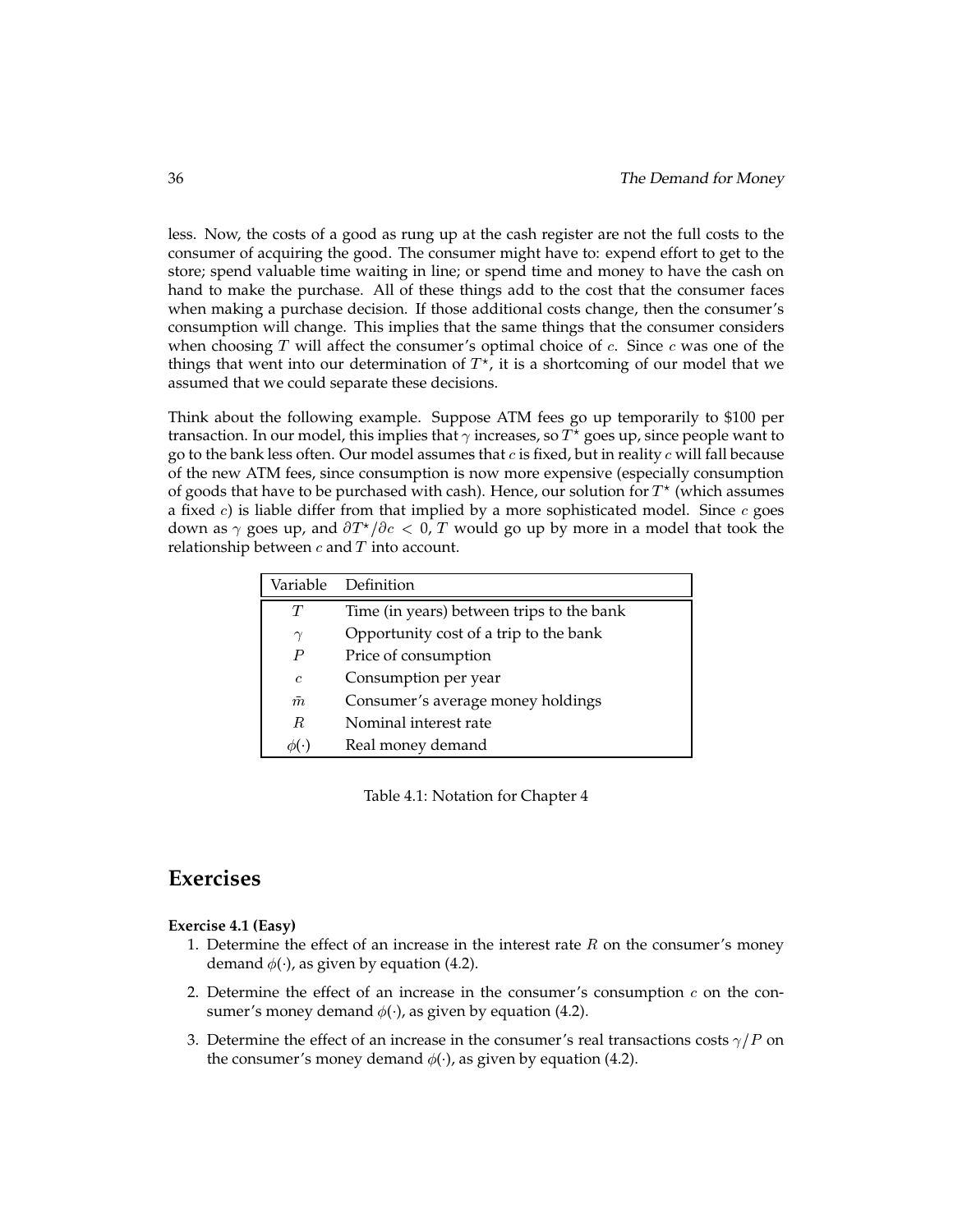less. Now, the costs of a good as rung up at the cash register are not the full costs to the consumer of acquiring the good. The consumer might have to: expend effort to get to the store; spend valuable time waiting in line; or spend time and money to have the cash on hand to make the purchase. All of these things add to the cost that the consumer faces when making a purchase decision. If those additional costs change, then the consumer's consumption will change. This implies that the same things that the consumer considers when choosing $T$ will affect the consumer's optimal choice of $c$. Since $c$ was one of the things that went into our determination of $T^\star$, it is a shortcoming of our model that we assumed that we could separate these decisions.

Think about the following example. Suppose ATM fees go up temporarily to \$100 per transaction. In our model, this implies that $\gamma$ increases, so $T^\star$ goes up, since people want to go to the bank less often. Our model assumes that $c$ is fixed, but in reality $c$ will fall because of the new ATM fees, since consumption is now more expensive (especially consumption of goods that have to be purchased with cash). Hence, our solution for $T^\star$ (which assumes a fixed $c$) is liable differ from that implied by a more sophisticated model. Since $c$ goes down as $\gamma$ goes up, and $\partial T^\star / \partial c < 0$, $T$ would go up by more in a model that took the relationship between $c$ and $T$ into account.

| Variable | Definition |
|---|---|
| $T$ | Time (in years) between trips to the bank |
| $\gamma$ | Opportunity cost of a trip to the bank |
| $P$ | Price of consumption |
| $c$ | Consumption per year |
| $\bar{m}$ | Consumer's average money holdings |
| $R$ | Nominal interest rate |
| $\phi(\cdot)$ | Real money demand |

Table 4.1: Notation for Chapter 4

## Exercises

**Exercise 4.1 (Easy)**

1. Determine the effect of an increase in the interest rate $R$ on the consumer's money demand $\phi(\cdot)$, as given by equation (4.2).
2. Determine the effect of an increase in the consumer's consumption $c$ on the consumer's money demand $\phi(\cdot)$, as given by equation (4.2).
3. Determine the effect of an increase in the consumer's real transactions costs $\gamma / P$ on the consumer's money demand $\phi(\cdot)$, as given by equation (4.2).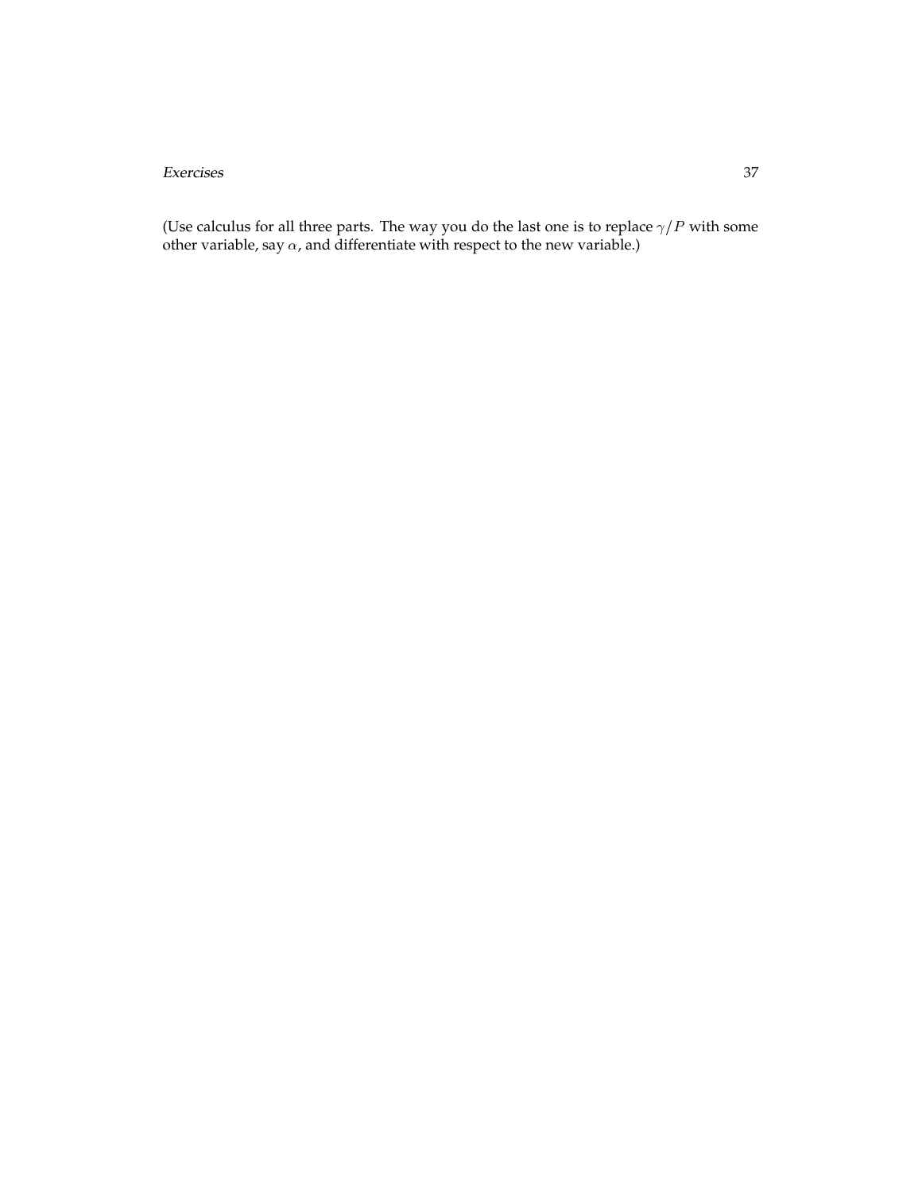(Use calculus for all three parts. The way you do the last one is to replace $\gamma/P$ with some other variable, say $\alpha$, and differentiate with respect to the new variable.)